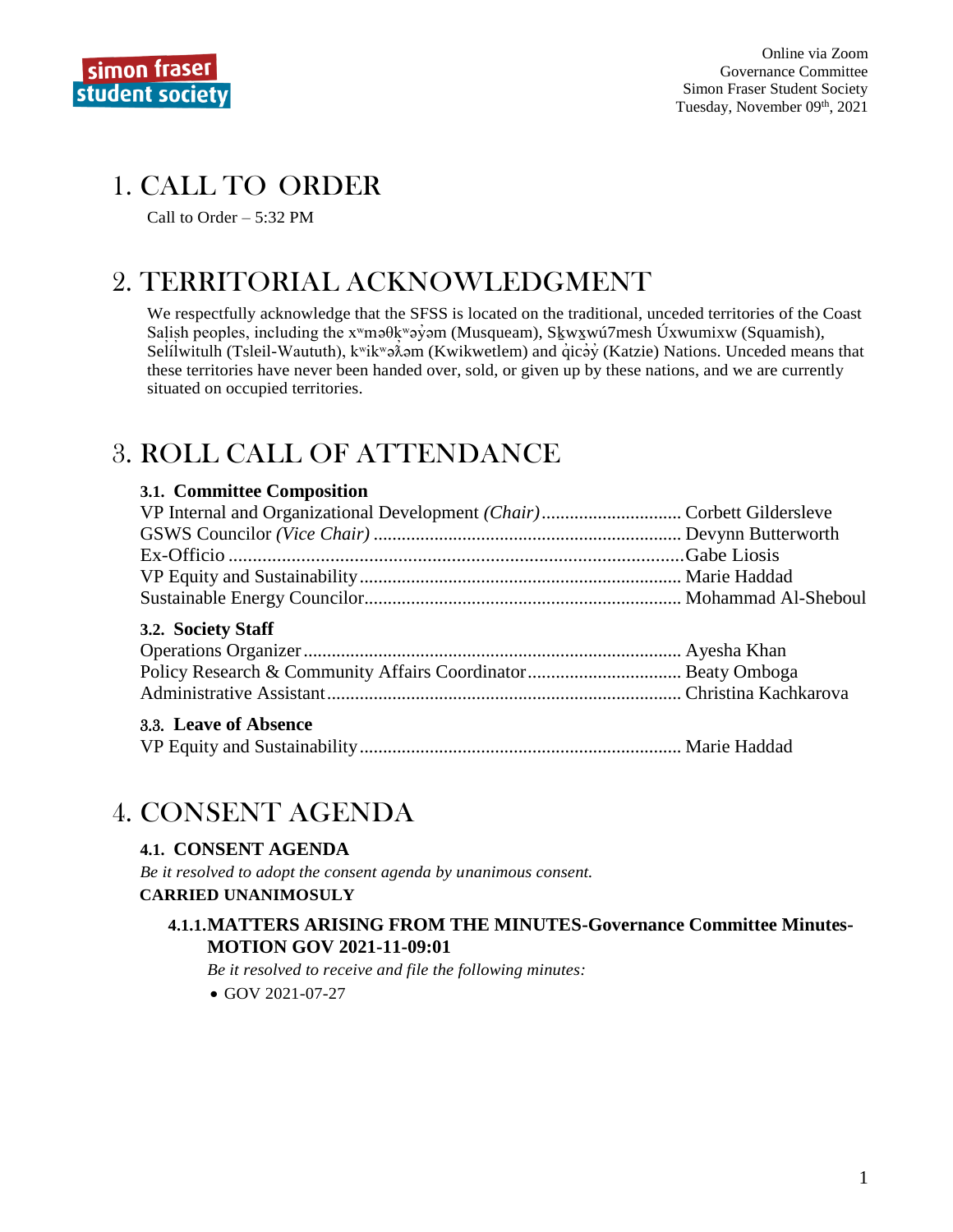Online via Zoom
Governance Committee
Simon Fraser Student Society
Tuesday, November 09th, 2021

# 1. CALL TO ORDER

Call to Order – 5:32 PM

# 2. TERRITORIAL ACKNOWLEDGMENT

We respectfully acknowledge that the SFSS is located on the traditional, unceded territories of the Coast Salish peoples, including the xʷməθkʷəy̓əm (Musqueam), Sḵwx̱wú7mesh Úxwumixw (Squamish), Selílwitulh (Tsleil-Waututh), kʷikʷəƛ̓əm (Kwikwetlem) and q̓icə̓y̓ (Katzie) Nations. Unceded means that these territories have never been handed over, sold, or given up by these nations, and we are currently situated on occupied territories.

# 3. ROLL CALL OF ATTENDANCE

### 3.1. Committee Composition

VP Internal and Organizational Development *(Chair)*.............................. Corbett Gildersleve
GSWS Councilor *(Vice Chair)* .............................................................. Devynn Butterworth
Ex-Officio .............................................................................................Gabe Liosis
VP Equity and Sustainability.................................................................. Marie Haddad
Sustainable Energy Councilor................................................................. Mohammad Al-Sheboul

### 3.2. Society Staff

Operations Organizer............................................................................. Ayesha Khan
Policy Research & Community Affairs Coordinator................................ Beaty Omboga
Administrative Assistant........................................................................ Christina Kachkarova

### 3.3. Leave of Absence

VP Equity and Sustainability.................................................................. Marie Haddad

# 4. CONSENT AGENDA

### 4.1. CONSENT AGENDA

*Be it resolved to adopt the consent agenda by unanimous consent.*

**CARRIED UNANIMOSULY**

#### 4.1.1. MATTERS ARISING FROM THE MINUTES-Governance Committee Minutes-MOTION GOV 2021-11-09:01

*Be it resolved to receive and file the following minutes:*

- GOV 2021-07-27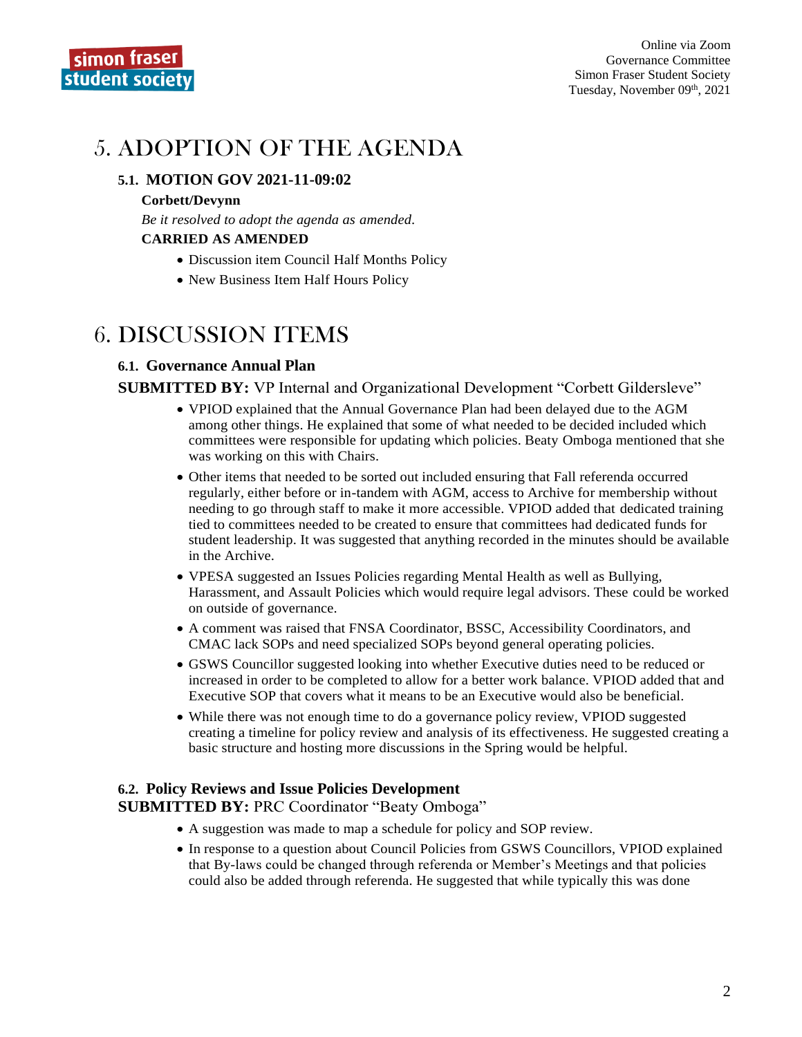# 5. ADOPTION OF THE AGENDA

### 5.1. MOTION GOV 2021-11-09:02

**Corbett/Devynn**

*Be it resolved to adopt the agenda as amended.*

**CARRIED AS AMENDED**

- Discussion item Council Half Months Policy
- New Business Item Half Hours Policy

# 6. DISCUSSION ITEMS

### 6.1. Governance Annual Plan

**SUBMITTED BY:** VP Internal and Organizational Development "Corbett Gildersleve"

- VPIOD explained that the Annual Governance Plan had been delayed due to the AGM among other things. He explained that some of what needed to be decided included which committees were responsible for updating which policies. Beaty Omboga mentioned that she was working on this with Chairs.
- Other items that needed to be sorted out included ensuring that Fall referenda occurred regularly, either before or in-tandem with AGM, access to Archive for membership without needing to go through staff to make it more accessible. VPIOD added that dedicated training tied to committees needed to be created to ensure that committees had dedicated funds for student leadership. It was suggested that anything recorded in the minutes should be available in the Archive.
- VPESA suggested an Issues Policies regarding Mental Health as well as Bullying, Harassment, and Assault Policies which would require legal advisors. These could be worked on outside of governance.
- A comment was raised that FNSA Coordinator, BSSC, Accessibility Coordinators, and CMAC lack SOPs and need specialized SOPs beyond general operating policies.
- GSWS Councillor suggested looking into whether Executive duties need to be reduced or increased in order to be completed to allow for a better work balance. VPIOD added that and Executive SOP that covers what it means to be an Executive would also be beneficial.
- While there was not enough time to do a governance policy review, VPIOD suggested creating a timeline for policy review and analysis of its effectiveness. He suggested creating a basic structure and hosting more discussions in the Spring would be helpful.

### 6.2. Policy Reviews and Issue Policies Development

**SUBMITTED BY:** PRC Coordinator "Beaty Omboga"

- A suggestion was made to map a schedule for policy and SOP review.
- In response to a question about Council Policies from GSWS Councillors, VPIOD explained that By-laws could be changed through referenda or Member's Meetings and that policies could also be added through referenda. He suggested that while typically this was done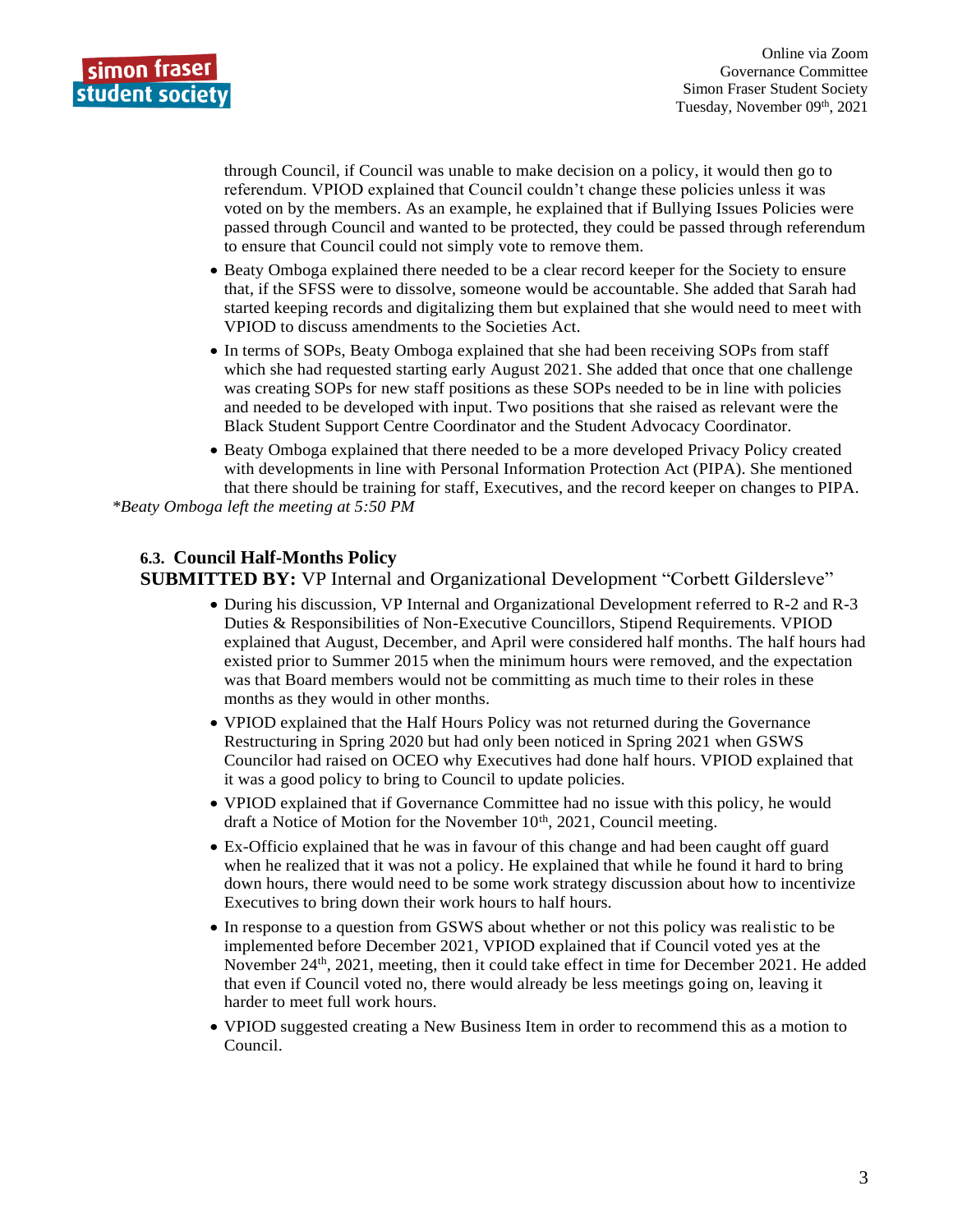through Council, if Council was unable to make decision on a policy, it would then go to referendum. VPIOD explained that Council couldn't change these policies unless it was voted on by the members. As an example, he explained that if Bullying Issues Policies were passed through Council and wanted to be protected, they could be passed through referendum to ensure that Council could not simply vote to remove them.

- Beaty Omboga explained there needed to be a clear record keeper for the Society to ensure that, if the SFSS were to dissolve, someone would be accountable. She added that Sarah had started keeping records and digitalizing them but explained that she would need to meet with VPIOD to discuss amendments to the Societies Act.
- In terms of SOPs, Beaty Omboga explained that she had been receiving SOPs from staff which she had requested starting early August 2021. She added that once that one challenge was creating SOPs for new staff positions as these SOPs needed to be in line with policies and needed to be developed with input. Two positions that she raised as relevant were the Black Student Support Centre Coordinator and the Student Advocacy Coordinator.
- Beaty Omboga explained that there needed to be a more developed Privacy Policy created with developments in line with Personal Information Protection Act (PIPA). She mentioned that there should be training for staff, Executives, and the record keeper on changes to PIPA.

*Beaty Omboga left the meeting at 5:50 PM*

### 6.3. Council Half-Months Policy

**SUBMITTED BY:** VP Internal and Organizational Development "Corbett Gildersleve"

- During his discussion, VP Internal and Organizational Development referred to R-2 and R-3 Duties & Responsibilities of Non-Executive Councillors, Stipend Requirements. VPIOD explained that August, December, and April were considered half months. The half hours had existed prior to Summer 2015 when the minimum hours were removed, and the expectation was that Board members would not be committing as much time to their roles in these months as they would in other months.
- VPIOD explained that the Half Hours Policy was not returned during the Governance Restructuring in Spring 2020 but had only been noticed in Spring 2021 when GSWS Councilor had raised on OCEO why Executives had done half hours. VPIOD explained that it was a good policy to bring to Council to update policies.
- VPIOD explained that if Governance Committee had no issue with this policy, he would draft a Notice of Motion for the November 10th, 2021, Council meeting.
- Ex-Officio explained that he was in favour of this change and had been caught off guard when he realized that it was not a policy. He explained that while he found it hard to bring down hours, there would need to be some work strategy discussion about how to incentivize Executives to bring down their work hours to half hours.
- In response to a question from GSWS about whether or not this policy was realistic to be implemented before December 2021, VPIOD explained that if Council voted yes at the November 24th, 2021, meeting, then it could take effect in time for December 2021. He added that even if Council voted no, there would already be less meetings going on, leaving it harder to meet full work hours.
- VPIOD suggested creating a New Business Item in order to recommend this as a motion to Council.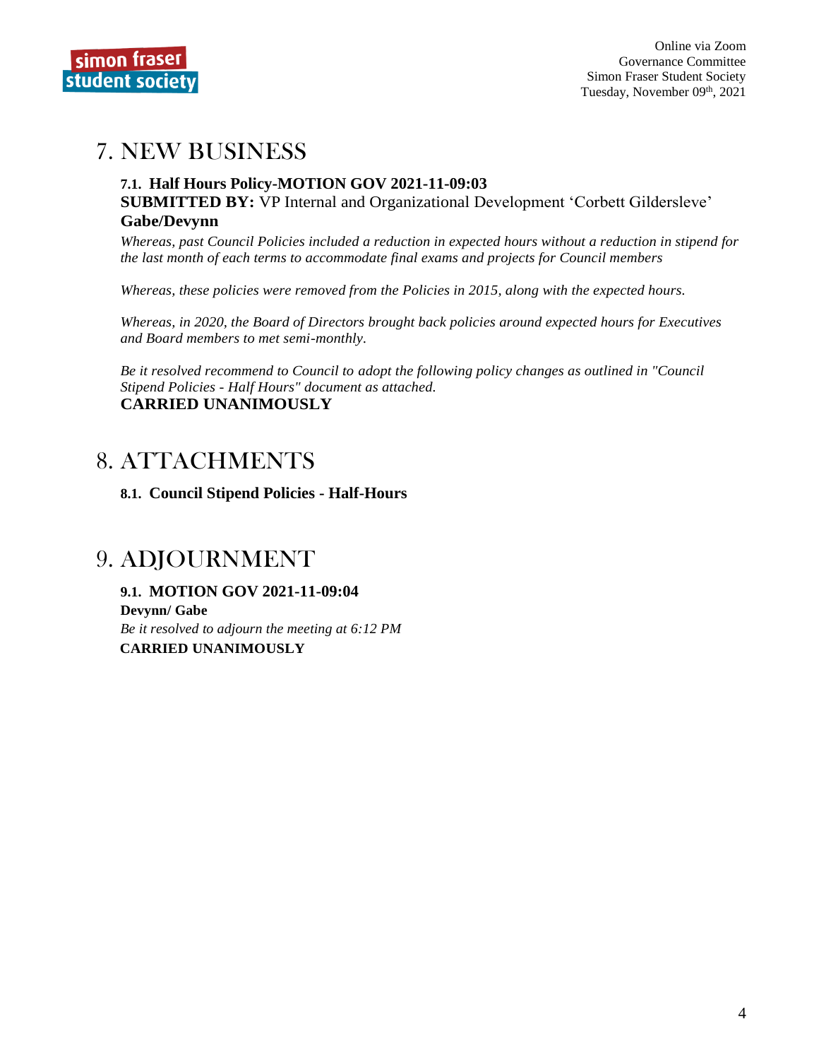# 7. NEW BUSINESS

### 7.1. Half Hours Policy-MOTION GOV 2021-11-09:03

**SUBMITTED BY:** VP Internal and Organizational Development 'Corbett Gildersleve'

**Gabe/Devynn**

*Whereas, past Council Policies included a reduction in expected hours without a reduction in stipend for the last month of each terms to accommodate final exams and projects for Council members*

*Whereas, these policies were removed from the Policies in 2015, along with the expected hours.*

*Whereas, in 2020, the Board of Directors brought back policies around expected hours for Executives and Board members to met semi-monthly.*

*Be it resolved recommend to Council to adopt the following policy changes as outlined in "Council Stipend Policies - Half Hours" document as attached.*

**CARRIED UNANIMOUSLY**

# 8. ATTACHMENTS

### 8.1. Council Stipend Policies - Half-Hours

# 9. ADJOURNMENT

### 9.1. MOTION GOV 2021-11-09:04

**Devynn/ Gabe**

*Be it resolved to adjourn the meeting at 6:12 PM*

**CARRIED UNANIMOUSLY**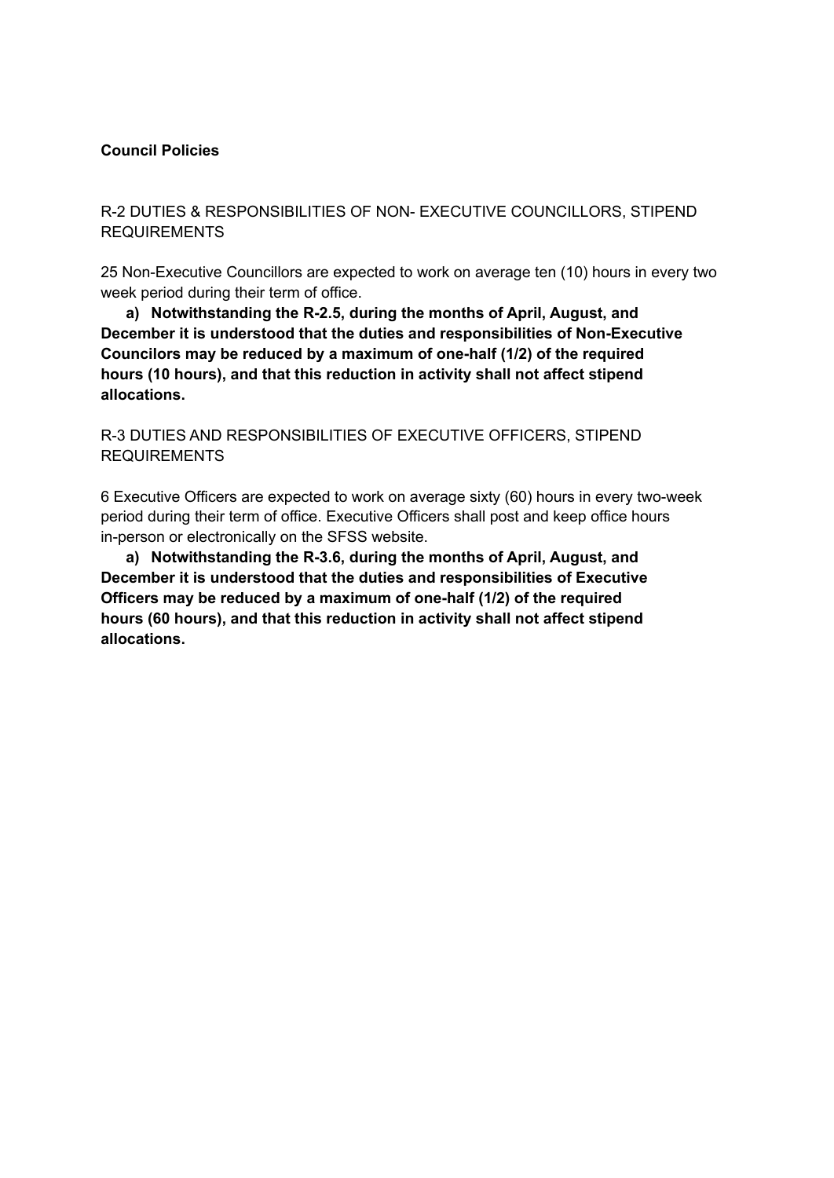**Council Policies**

R-2 DUTIES & RESPONSIBILITIES OF NON- EXECUTIVE COUNCILLORS, STIPEND REQUIREMENTS

25 Non-Executive Councillors are expected to work on average ten (10) hours in every two week period during their term of office.

**a) Notwithstanding the R-2.5, during the months of April, August, and December it is understood that the duties and responsibilities of Non-Executive Councilors may be reduced by a maximum of one-half (1/2) of the required hours (10 hours), and that this reduction in activity shall not affect stipend allocations.**

R-3 DUTIES AND RESPONSIBILITIES OF EXECUTIVE OFFICERS, STIPEND REQUIREMENTS

6 Executive Officers are expected to work on average sixty (60) hours in every two-week period during their term of office. Executive Officers shall post and keep office hours in-person or electronically on the SFSS website.

**a) Notwithstanding the R-3.6, during the months of April, August, and December it is understood that the duties and responsibilities of Executive Officers may be reduced by a maximum of one-half (1/2) of the required hours (60 hours), and that this reduction in activity shall not affect stipend allocations.**